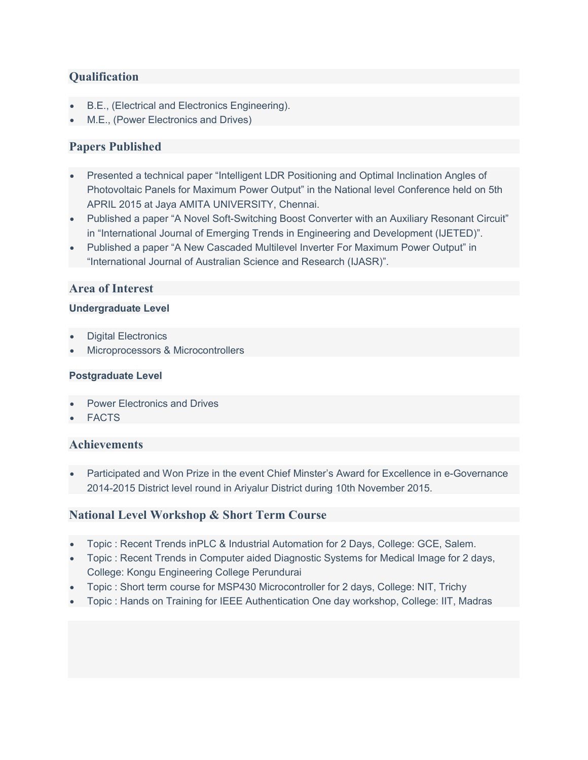## Qualification

- B.E., (Electrical and Electronics Engineering).
- M.E., (Power Electronics and Drives)

## Papers Published

- Presented a technical paper "Intelligent LDR Positioning and Optimal Inclination Angles of Photovoltaic Panels for Maximum Power Output" in the National level Conference held on 5th APRIL 2015 at Jaya AMITA UNIVERSITY, Chennai.
- Published a paper "A Novel Soft-Switching Boost Converter with an Auxiliary Resonant Circuit" in "International Journal of Emerging Trends in Engineering and Development (IJETED)".
- Published a paper "A New Cascaded Multilevel Inverter For Maximum Power Output" in "International Journal of Australian Science and Research (IJASR)".

## Area of Interest

### Undergraduate Level

- Digital Electronics
- Microprocessors & Microcontrollers

### Postgraduate Level

- Power Electronics and Drives
- FACTS

## Achievements

- Participated and Won Prize in the event Chief Minster's Award for Excellence in e-Governance 2014-2015 District level round in Ariyalur District during 10th November 2015.

## National Level Workshop & Short Term Course

- Topic : Recent Trends inPLC & Industrial Automation for 2 Days, College: GCE, Salem.
- Topic : Recent Trends in Computer aided Diagnostic Systems for Medical Image for 2 days, College: Kongu Engineering College Perundurai
- Topic : Short term course for MSP430 Microcontroller for 2 days, College: NIT, Trichy
- Topic : Hands on Training for IEEE Authentication One day workshop, College: IIT, Madras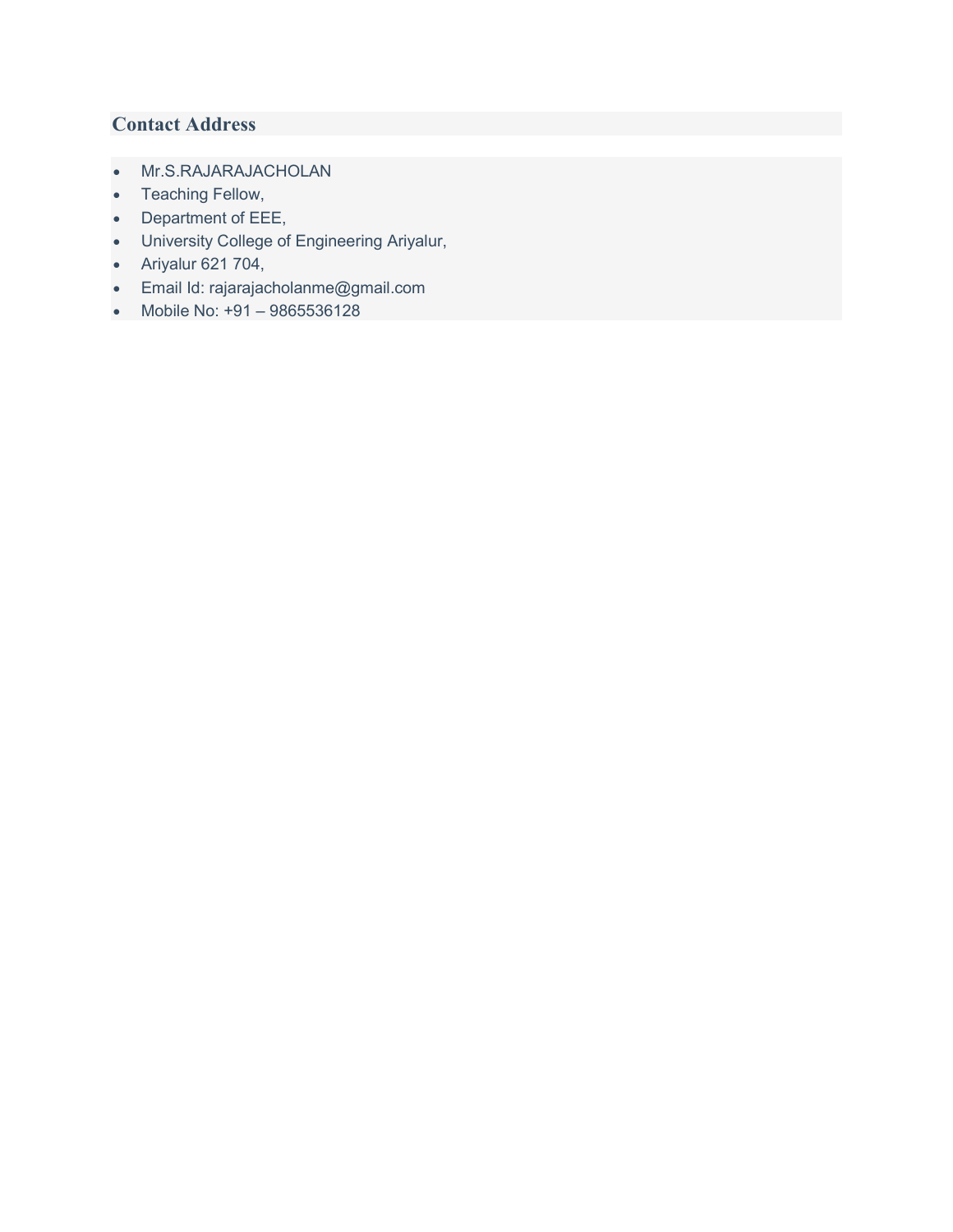## Contact Address

- Mr.S.RAJARAJACHOLAN
- Teaching Fellow,
- Department of EEE,
- University College of Engineering Ariyalur,
- Ariyalur 621 704,
- Email Id: rajarajacholanme@gmail.com
- Mobile No: +91 – 9865536128